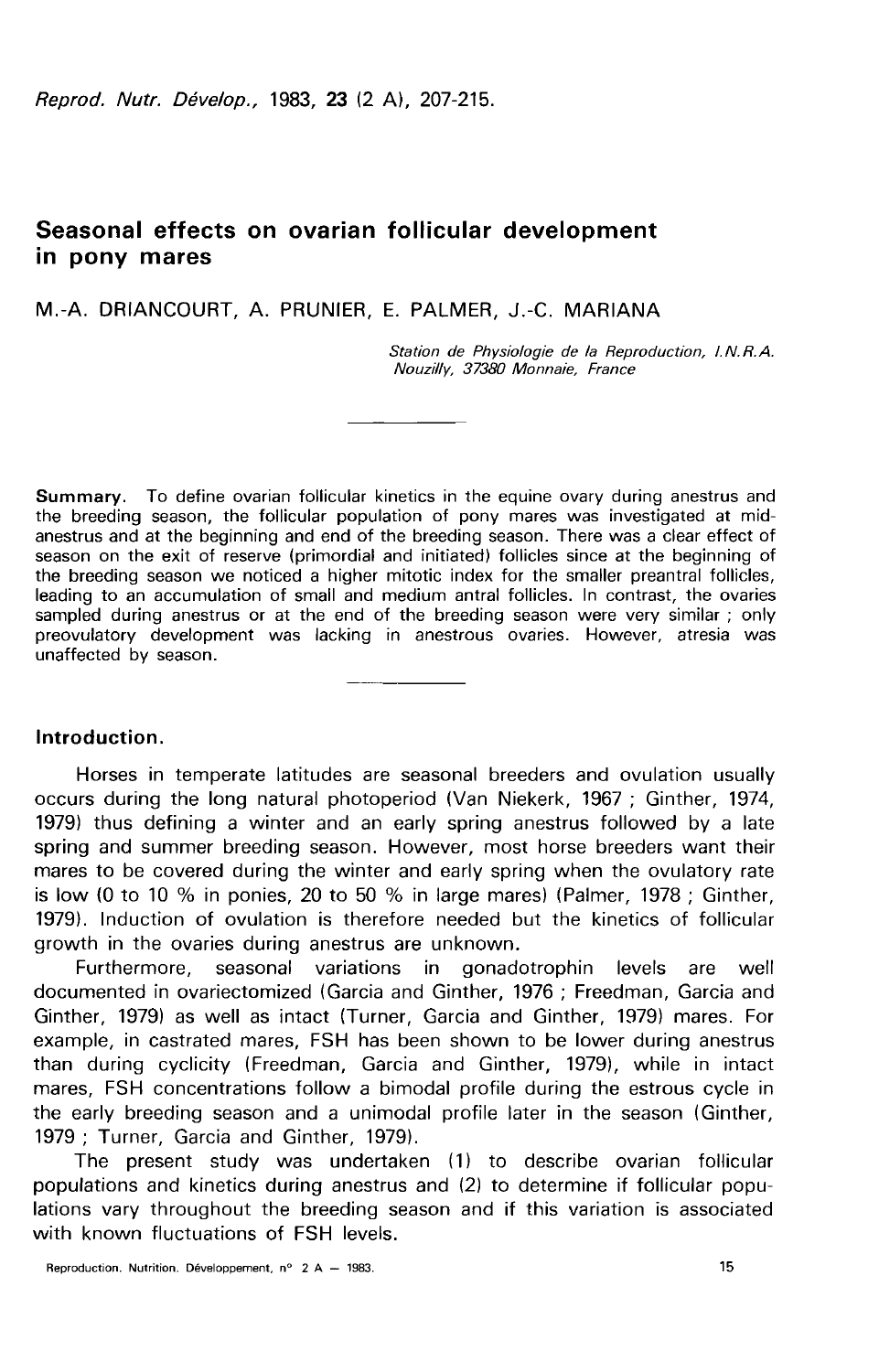# Seasonal effects on ovarian follicular development in pony mares

M.-A. DRIANCOURT, A. PRUNIER, E. PALMER, J.-C. MARIANA

*Station de Physiologie de la Reproduction, I.N.R.A. Nouzilly, 37380 Monnaie, France*

**Summary.** To define ovarian follicular kinetics in the equine ovary during anestrus and the breeding season, the follicular population of pony mares was investigated at mid-anestrus and at the beginning and end of the breeding season. There was a clear effect of season on the exit of reserve (primordial and initiated) follicles since at the beginning of the breeding season we noticed a higher mitotic index for the smaller preantral follicles, leading to an accumulation of small and medium antral follicles. In contrast, the ovaries sampled during anestrus or at the end of the breeding season were very similar ; only preovulatory development was lacking in anestrous ovaries. However, atresia was unaffected by season.

## Introduction.

Horses in temperate latitudes are seasonal breeders and ovulation usually occurs during the long natural photoperiod (Van Niekerk, 1967 ; Ginther, 1974, 1979) thus defining a winter and an early spring anestrus followed by a late spring and summer breeding season. However, most horse breeders want their mares to be covered during the winter and early spring when the ovulatory rate is low (0 to 10 % in ponies, 20 to 50 % in large mares) (Palmer, 1978 ; Ginther, 1979). Induction of ovulation is therefore needed but the kinetics of follicular growth in the ovaries during anestrus are unknown.

Furthermore, seasonal variations in gonadotrophin levels are well documented in ovariectomized (Garcia and Ginther, 1976 ; Freedman, Garcia and Ginther, 1979) as well as intact (Turner, Garcia and Ginther, 1979) mares. For example, in castrated mares, FSH has been shown to be lower during anestrus than during cyclicity (Freedman, Garcia and Ginther, 1979), while in intact mares, FSH concentrations follow a bimodal profile during the estrous cycle in the early breeding season and a unimodal profile later in the season (Ginther, 1979 ; Turner, Garcia and Ginther, 1979).

The present study was undertaken (1) to describe ovarian follicular populations and kinetics during anestrus and (2) to determine if follicular populations vary throughout the breeding season and if this variation is associated with known fluctuations of FSH levels.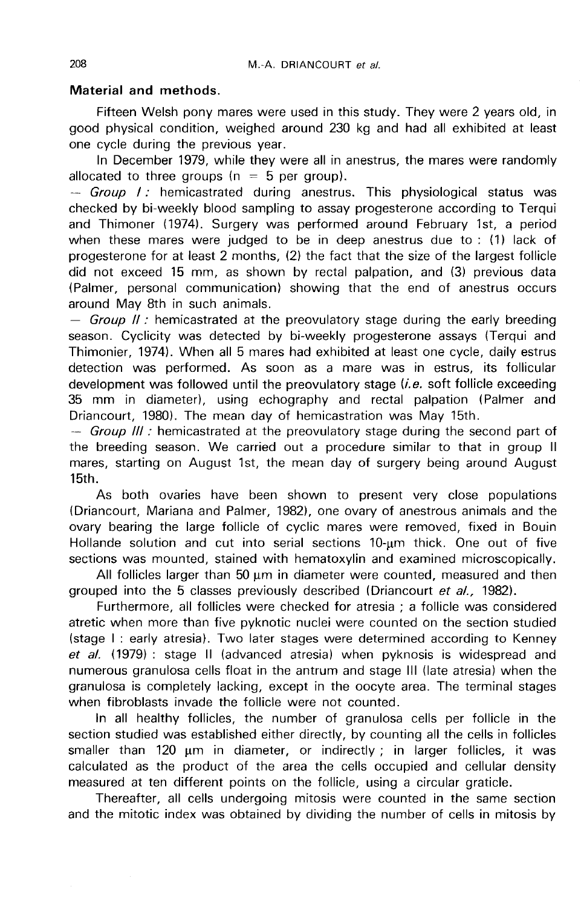## Material and methods.

Fifteen Welsh pony mares were used in this study. They were 2 years old, in good physical condition, weighed around 230 kg and had all exhibited at least one cycle during the previous year.

In December 1979, while they were all in anestrus, the mares were randomly allocated to three groups (n = 5 per group).

— *Group I :* hemicastrated during anestrus. This physiological status was checked by bi-weekly blood sampling to assay progesterone according to Terqui and Thimoner (1974). Surgery was performed around February 1st, a period when these mares were judged to be in deep anestrus due to : (1) lack of progesterone for at least 2 months, (2) the fact that the size of the largest follicle did not exceed 15 mm, as shown by rectal palpation, and (3) previous data (Palmer, personal communication) showing that the end of anestrus occurs around May 8th in such animals.

— *Group II :* hemicastrated at the preovulatory stage during the early breeding season. Cyclicity was detected by bi-weekly progesterone assays (Terqui and Thimonier, 1974). When all 5 mares had exhibited at least one cycle, daily estrus detection was performed. As soon as a mare was in estrus, its follicular development was followed until the preovulatory stage (*i.e.* soft follicle exceeding 35 mm in diameter), using echography and rectal palpation (Palmer and Driancourt, 1980). The mean day of hemicastration was May 15th.

— *Group III :* hemicastrated at the preovulatory stage during the second part of the breeding season. We carried out a procedure similar to that in group II mares, starting on August 1st, the mean day of surgery being around August 15th.

As both ovaries have been shown to present very close populations (Driancourt, Mariana and Palmer, 1982), one ovary of anestrous animals and the ovary bearing the large follicle of cyclic mares were removed, fixed in Bouin Hollande solution and cut into serial sections 10-µm thick. One out of five sections was mounted, stained with hematoxylin and examined microscopically.

All follicles larger than 50 µm in diameter were counted, measured and then grouped into the 5 classes previously described (Driancourt *et al.,* 1982).

Furthermore, all follicles were checked for atresia ; a follicle was considered atretic when more than five pyknotic nuclei were counted on the section studied (stage I : early atresia). Two later stages were determined according to Kenney *et al.* (1979) : stage II (advanced atresia) when pyknosis is widespread and numerous granulosa cells float in the antrum and stage III (late atresia) when the granulosa is completely lacking, except in the oocyte area. The terminal stages when fibroblasts invade the follicle were not counted.

In all healthy follicles, the number of granulosa cells per follicle in the section studied was established either directly, by counting all the cells in follicles smaller than 120 µm in diameter, or indirectly ; in larger follicles, it was calculated as the product of the area the cells occupied and cellular density measured at ten different points on the follicle, using a circular graticle.

Thereafter, all cells undergoing mitosis were counted in the same section and the mitotic index was obtained by dividing the number of cells in mitosis by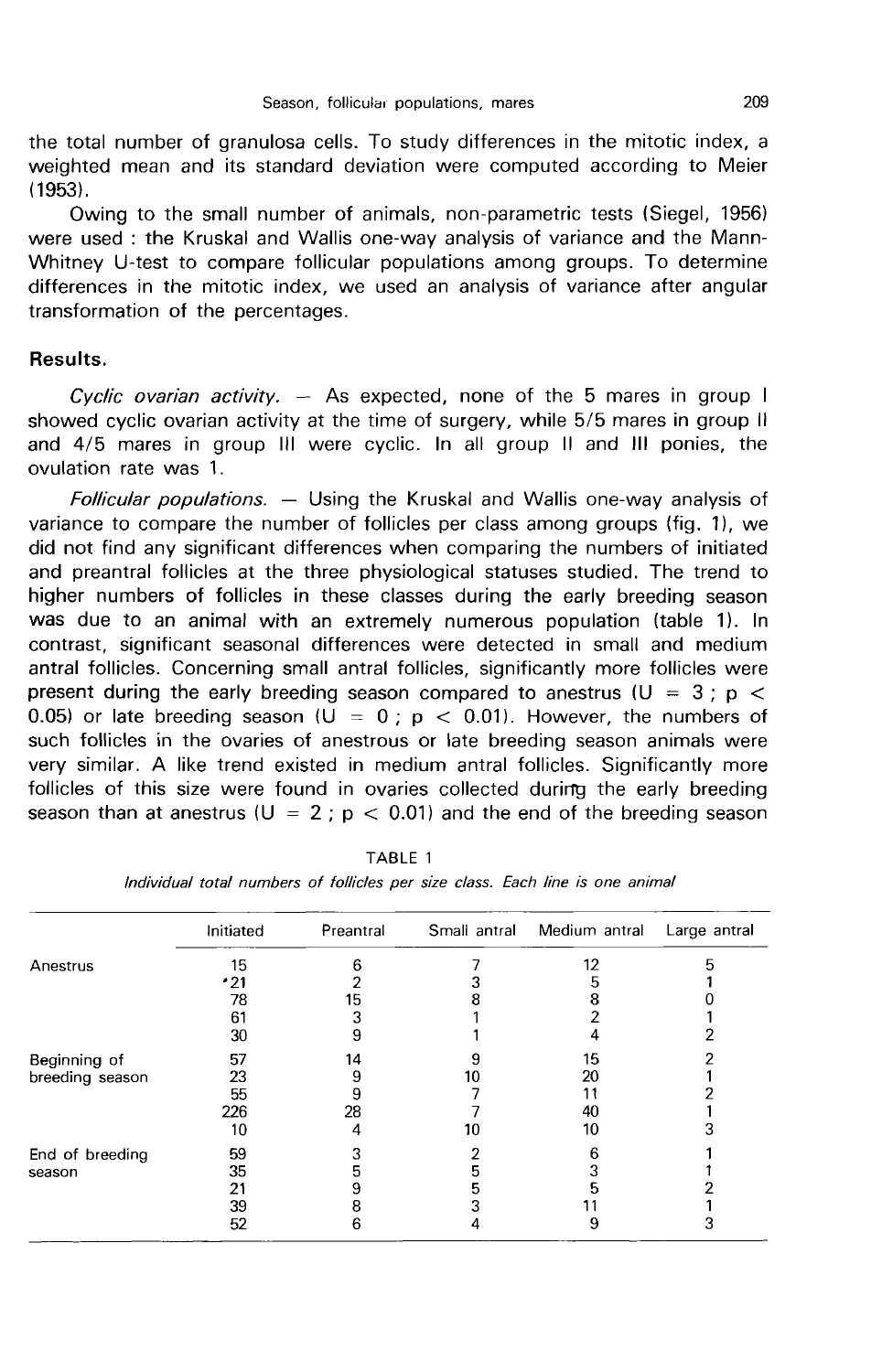the total number of granulosa cells. To study differences in the mitotic index, a weighted mean and its standard deviation were computed according to Meier (1953).

Owing to the small number of animals, non-parametric tests (Siegel, 1956) were used : the Kruskal and Wallis one-way analysis of variance and the Mann-Whitney U-test to compare follicular populations among groups. To determine differences in the mitotic index, we used an analysis of variance after angular transformation of the percentages.

## Results.

*Cyclic ovarian activity.* — As expected, none of the 5 mares in group I showed cyclic ovarian activity at the time of surgery, while 5/5 mares in group II and 4/5 mares in group III were cyclic. In all group II and III ponies, the ovulation rate was 1.

*Follicular populations.* — Using the Kruskal and Wallis one-way analysis of variance to compare the number of follicles per class among groups (fig. 1), we did not find any significant differences when comparing the numbers of initiated and preantral follicles at the three physiological statuses studied. The trend to higher numbers of follicles in these classes during the early breeding season was due to an animal with an extremely numerous population (table 1). In contrast, significant seasonal differences were detected in small and medium antral follicles. Concerning small antral follicles, significantly more follicles were present during the early breeding season compared to anestrus ($U = 3$ ; $p < 0.05$) or late breeding season ($U = 0$ ; $p < 0.01$). However, the numbers of such follicles in the ovaries of anestrous or late breeding season animals were very similar. A like trend existed in medium antral follicles. Significantly more follicles of this size were found in ovaries collected during the early breeding season than at anestrus ($U = 2$ ; $p < 0.01$) and the end of the breeding season

TABLE 1

*Individual total numbers of follicles per size class. Each line is one animal*

| | Initiated | Preantral | Small antral | Medium antral | Large antral |
|---|---|---|---|---|---|
| Anestrus | 15 | 6 | 7 | 12 | 5 |
| | •21 | 2 | 3 | 5 | 1 |
| | 78 | 15 | 8 | 8 | 0 |
| | 61 | 3 | 1 | 2 | 1 |
| | 30 | 9 | 1 | 4 | 2 |
| Beginning of breeding season | 57 | 14 | 9 | 15 | 2 |
| | 23 | 9 | 10 | 20 | 1 |
| | 55 | 9 | 7 | 11 | 2 |
| | 226 | 28 | 7 | 40 | 1 |
| | 10 | 4 | 10 | 10 | 3 |
| End of breeding season | 59 | 3 | 2 | 6 | 1 |
| | 35 | 5 | 5 | 3 | 1 |
| | 21 | 9 | 5 | 5 | 2 |
| | 39 | 8 | 3 | 11 | 1 |
| | 52 | 6 | 4 | 9 | 3 |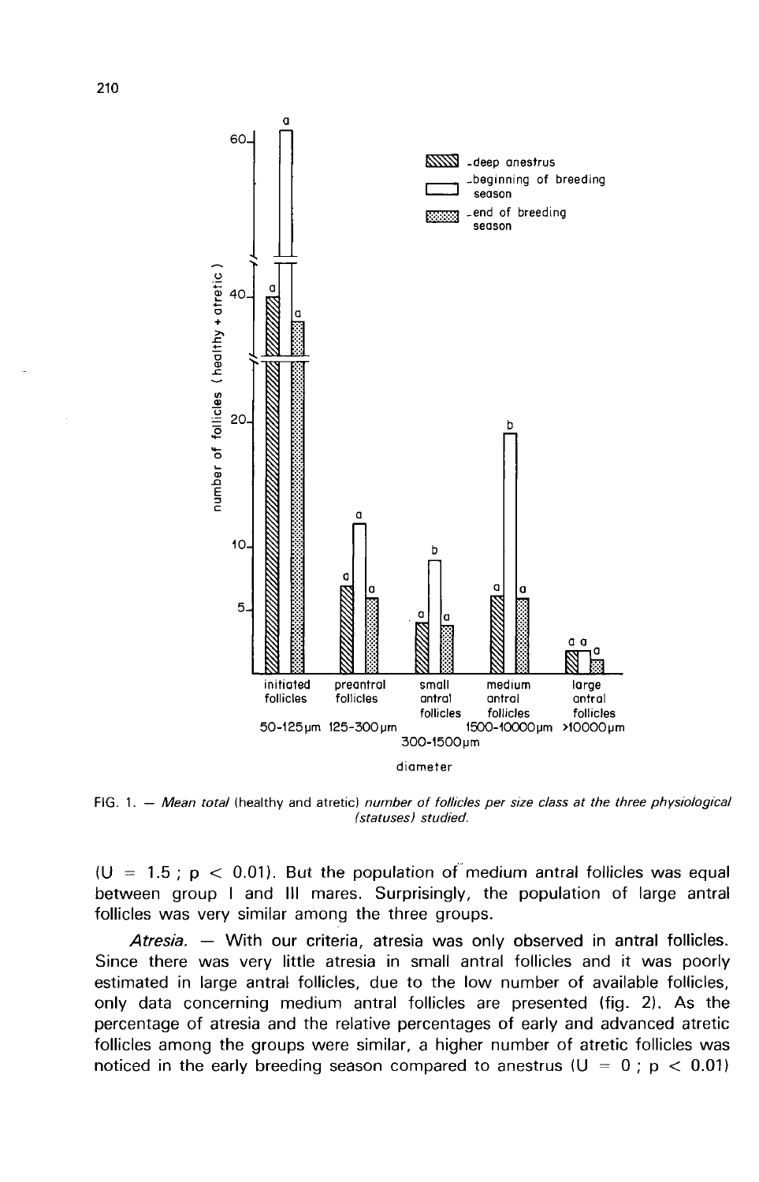FIG. 1. — *Mean total* (healthy and atretic) *number of follicles per size class at the three physiological (statuses) studied.*

($U = 1.5$ ; $p < 0.01$). But the population of medium antral follicles was equal between group I and III mares. Surprisingly, the population of large antral follicles was very similar among the three groups.

*Atresia.* — With our criteria, atresia was only observed in antral follicles. Since there was very little atresia in small antral follicles and it was poorly estimated in large antral follicles, due to the low number of available follicles, only data concerning medium antral follicles are presented (fig. 2). As the percentage of atresia and the relative percentages of early and advanced atretic follicles among the groups were similar, a higher number of atretic follicles was noticed in the early breeding season compared to anestrus ($U = 0$ ; $p < 0.01$)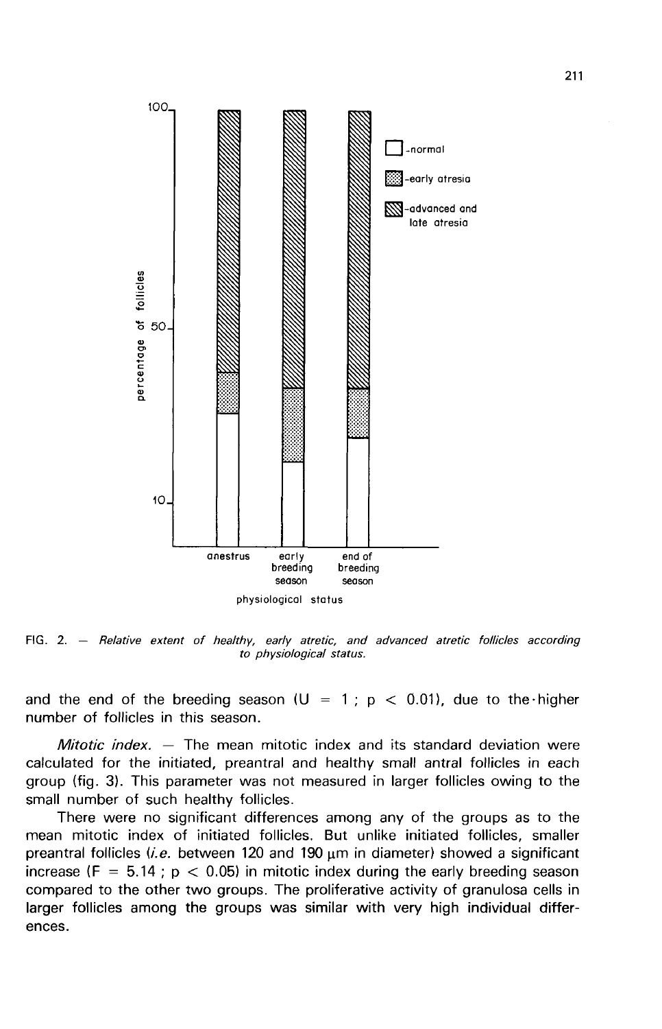FIG. 2. — *Relative extent of healthy, early atretic, and advanced atretic follicles according to physiological status.*

and the end of the breeding season ($U = 1$ ; $p < 0.01$), due to the higher number of follicles in this season.

*Mitotic index.* — The mean mitotic index and its standard deviation were calculated for the initiated, preantral and healthy small antral follicles in each group (fig. 3). This parameter was not measured in larger follicles owing to the small number of such healthy follicles.

There were no significant differences among any of the groups as to the mean mitotic index of initiated follicles. But unlike initiated follicles, smaller preantral follicles (*i.e.* between 120 and 190 µm in diameter) showed a significant increase ($F = 5.14$ ; $p < 0.05$) in mitotic index during the early breeding season compared to the other two groups. The proliferative activity of granulosa cells in larger follicles among the groups was similar with very high individual differences.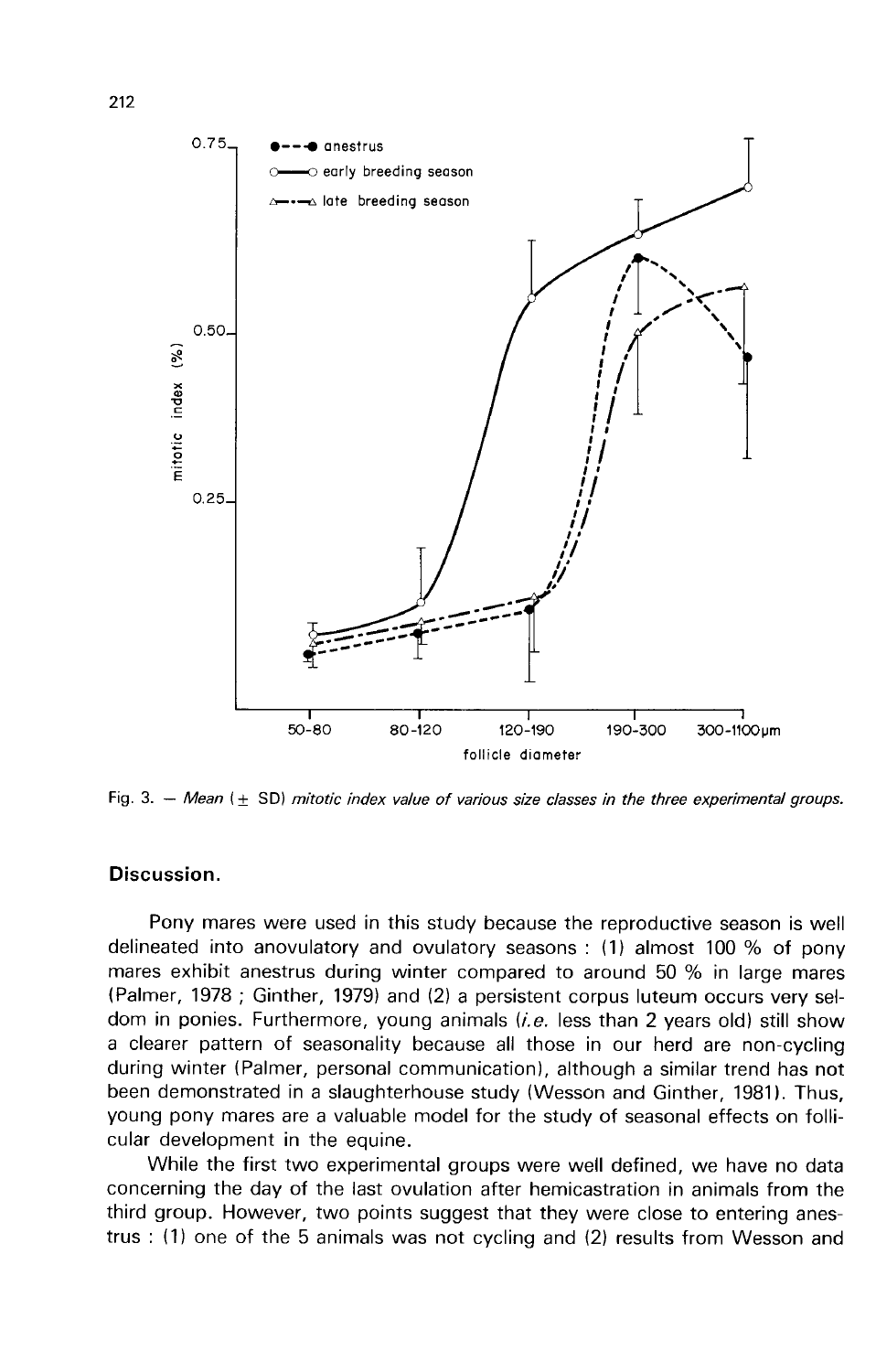Fig. 3. — *Mean* (± SD) *mitotic index value of various size classes in the three experimental groups.*

## Discussion.

Pony mares were used in this study because the reproductive season is well delineated into anovulatory and ovulatory seasons : (1) almost 100 % of pony mares exhibit anestrus during winter compared to around 50 % in large mares (Palmer, 1978 ; Ginther, 1979) and (2) a persistent corpus luteum occurs very seldom in ponies. Furthermore, young animals (*i.e.* less than 2 years old) still show a clearer pattern of seasonality because all those in our herd are non-cycling during winter (Palmer, personal communication), although a similar trend has not been demonstrated in a slaughterhouse study (Wesson and Ginther, 1981). Thus, young pony mares are a valuable model for the study of seasonal effects on follicular development in the equine.

While the first two experimental groups were well defined, we have no data concerning the day of the last ovulation after hemicastration in animals from the third group. However, two points suggest that they were close to entering anestrus : (1) one of the 5 animals was not cycling and (2) results from Wesson and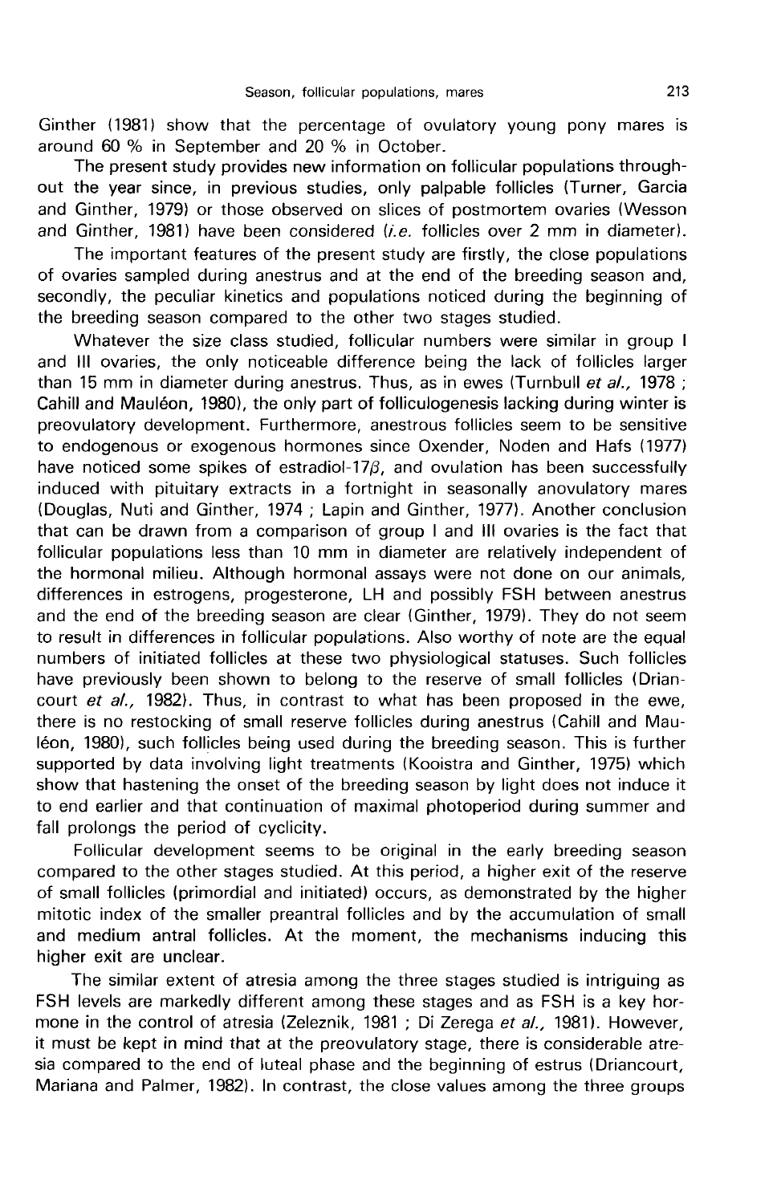Ginther (1981) show that the percentage of ovulatory young pony mares is around 60 % in September and 20 % in October.

The present study provides new information on follicular populations throughout the year since, in previous studies, only palpable follicles (Turner, Garcia and Ginther, 1979) or those observed on slices of postmortem ovaries (Wesson and Ginther, 1981) have been considered (*i.e.* follicles over 2 mm in diameter).

The important features of the present study are firstly, the close populations of ovaries sampled during anestrus and at the end of the breeding season and, secondly, the peculiar kinetics and populations noticed during the beginning of the breeding season compared to the other two stages studied.

Whatever the size class studied, follicular numbers were similar in group I and III ovaries, the only noticeable difference being the lack of follicles larger than 15 mm in diameter during anestrus. Thus, as in ewes (Turnbull *et al.,* 1978 ; Cahill and Mauléon, 1980), the only part of folliculogenesis lacking during winter is preovulatory development. Furthermore, anestrous follicles seem to be sensitive to endogenous or exogenous hormones since Oxender, Noden and Hafs (1977) have noticed some spikes of estradiol-17$\beta$, and ovulation has been successfully induced with pituitary extracts in a fortnight in seasonally anovulatory mares (Douglas, Nuti and Ginther, 1974 ; Lapin and Ginther, 1977). Another conclusion that can be drawn from a comparison of group I and III ovaries is the fact that follicular populations less than 10 mm in diameter are relatively independent of the hormonal milieu. Although hormonal assays were not done on our animals, differences in estrogens, progesterone, LH and possibly FSH between anestrus and the end of the breeding season are clear (Ginther, 1979). They do not seem to result in differences in follicular populations. Also worthy of note are the equal numbers of initiated follicles at these two physiological statuses. Such follicles have previously been shown to belong to the reserve of small follicles (Driancourt *et al.,* 1982). Thus, in contrast to what has been proposed in the ewe, there is no restocking of small reserve follicles during anestrus (Cahill and Mauléon, 1980), such follicles being used during the breeding season. This is further supported by data involving light treatments (Kooistra and Ginther, 1975) which show that hastening the onset of the breeding season by light does not induce it to end earlier and that continuation of maximal photoperiod during summer and fall prolongs the period of cyclicity.

Follicular development seems to be original in the early breeding season compared to the other stages studied. At this period, a higher exit of the reserve of small follicles (primordial and initiated) occurs, as demonstrated by the higher mitotic index of the smaller preantral follicles and by the accumulation of small and medium antral follicles. At the moment, the mechanisms inducing this higher exit are unclear.

The similar extent of atresia among the three stages studied is intriguing as FSH levels are markedly different among these stages and as FSH is a key hormone in the control of atresia (Zeleznik, 1981 ; Di Zerega *et al.,* 1981). However, it must be kept in mind that at the preovulatory stage, there is considerable atresia compared to the end of luteal phase and the beginning of estrus (Driancourt, Mariana and Palmer, 1982). In contrast, the close values among the three groups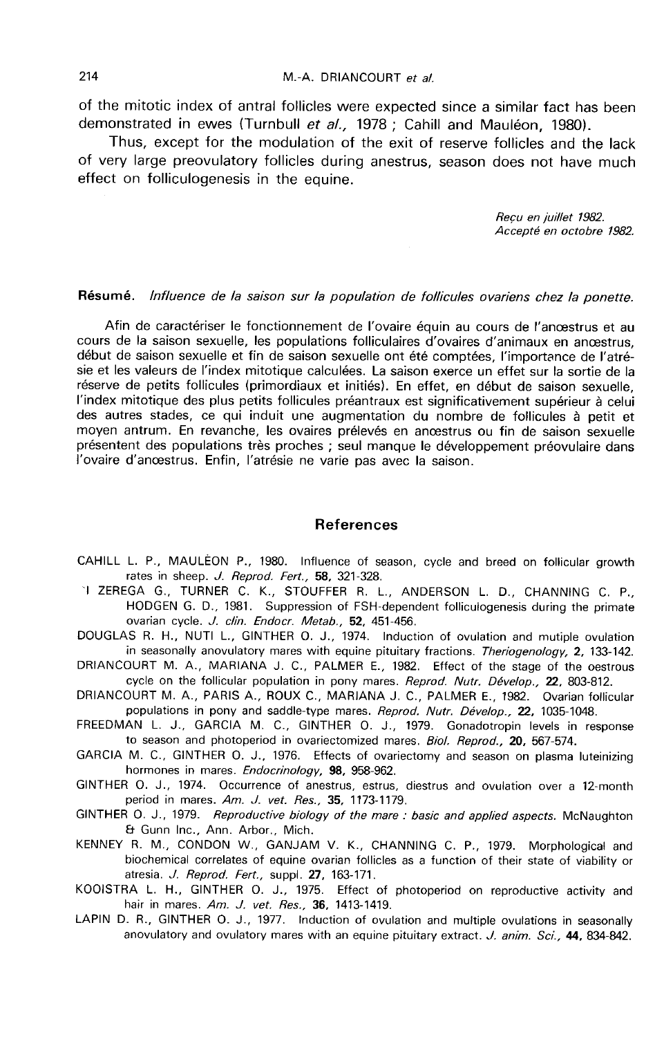of the mitotic index of antral follicles were expected since a similar fact has been demonstrated in ewes (Turnbull *et al.,* 1978 ; Cahill and Mauléon, 1980).

Thus, except for the modulation of the exit of reserve follicles and the lack of very large preovulatory follicles during anestrus, season does not have much effect on folliculogenesis in the equine.

*Reçu en juillet 1982.*
*Accepté en octobre 1982.*

**Résumé.** *Influence de la saison sur la population de follicules ovariens chez la ponette.*

Afin de caractériser le fonctionnement de l'ovaire équin au cours de l'anœstrus et au cours de la saison sexuelle, les populations folliculaires d'ovaires d'animaux en anœstrus, début de saison sexuelle et fin de saison sexuelle ont été comptées, l'importance de l'atrésie et les valeurs de l'index mitotique calculées. La saison exerce un effet sur la sortie de la réserve de petits follicules (primordiaux et initiés). En effet, en début de saison sexuelle, l'index mitotique des plus petits follicules préantraux est significativement supérieur à celui des autres stades, ce qui induit une augmentation du nombre de follicules à petit et moyen antrum. En revanche, les ovaires prélevés en anœstrus ou fin de saison sexuelle présentent des populations très proches ; seul manque le développement préovulaire dans l'ovaire d'anœstrus. Enfin, l'atrésie ne varie pas avec la saison.

## References

CAHILL L. P., MAULÉON P., 1980. Influence of season, cycle and breed on follicular growth rates in sheep. *J. Reprod. Fert.,* **58,** 321-328.

DI ZEREGA G., TURNER C. K., STOUFFER R. L., ANDERSON L. D., CHANNING C. P., HODGEN G. D., 1981. Suppression of FSH-dependent folliculogenesis during the primate ovarian cycle. *J. clin. Endocr. Metab.,* **52,** 451-456.

DOUGLAS R. H., NUTI L., GINTHER O. J., 1974. Induction of ovulation and mutiple ovulation in seasonally anovulatory mares with equine pituitary fractions. *Theriogenology,* **2,** 133-142.

DRIANCOURT M. A., MARIANA J. C., PALMER E., 1982. Effect of the stage of the oestrous cycle on the follicular population in pony mares. *Reprod. Nutr. Dévelop.,* **22,** 803-812.

DRIANCOURT M. A., PARIS A., ROUX C., MARIANA J. C., PALMER E., 1982. Ovarian follicular populations in pony and saddle-type mares. *Reprod. Nutr. Dévelop.,* **22,** 1035-1048.

FREEDMAN L. J., GARCIA M. C., GINTHER O. J., 1979. Gonadotropin levels in response to season and photoperiod in ovariectomized mares. *Biol. Reprod.,* **20,** 567-574.

GARCIA M. C., GINTHER O. J., 1976. Effects of ovariectomy and season on plasma luteinizing hormones in mares. *Endocrinology,* **98,** 958-962.

GINTHER O. J., 1974. Occurrence of anestrus, estrus, diestrus and ovulation over a 12-month period in mares. *Am. J. vet. Res.,* **35,** 1173-1179.

GINTHER O. J., 1979. *Reproductive biology of the mare : basic and applied aspects.* McNaughton & Gunn Inc., Ann. Arbor., Mich.

KENNEY R. M., CONDON W., GANJAM V. K., CHANNING C. P., 1979. Morphological and biochemical correlates of equine ovarian follicles as a function of their state of viability or atresia. *J. Reprod. Fert.,* suppl. **27,** 163-171.

KOOISTRA L. H., GINTHER O. J., 1975. Effect of photoperiod on reproductive activity and hair in mares. *Am. J. vet. Res.,* **36,** 1413-1419.

LAPIN D. R., GINTHER O. J., 1977. Induction of ovulation and multiple ovulations in seasonally anovulatory and ovulatory mares with an equine pituitary extract. *J. anim. Sci.,* **44,** 834-842.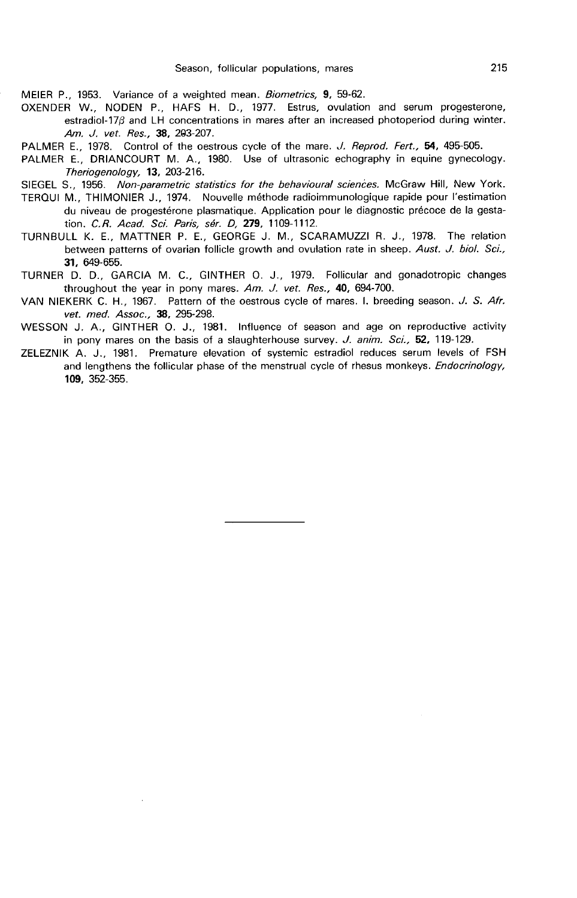MEIER P., 1953. Variance of a weighted mean. *Biometrics*, **9**, 59-62.

OXENDER W., NODEN P., HAFS H. D., 1977. Estrus, ovulation and serum progesterone, estradiol-17$\beta$ and LH concentrations in mares after an increased photoperiod during winter. *Am. J. vet. Res.*, **38**, 203-207.

PALMER E., 1978. Control of the oestrous cycle of the mare. *J. Reprod. Fert.*, **54**, 495-505.

PALMER E., DRIANCOURT M. A., 1980. Use of ultrasonic echography in equine gynecology. *Theriogenology*, **13**, 203-216.

SIEGEL S., 1956. *Non-parametric statistics for the behavioural sciences.* McGraw Hill, New York.

TERQUI M., THIMONIER J., 1974. Nouvelle méthode radioimmunologique rapide pour l'estimation du niveau de progestérone plasmatique. Application pour le diagnostic précoce de la gestation. *C.R. Acad. Sci. Paris, sér. D*, **279**, 1109-1112.

TURNBULL K. E., MATTNER P. E., GEORGE J. M., SCARAMUZZI R. J., 1978. The relation between patterns of ovarian follicle growth and ovulation rate in sheep. *Aust. J. biol. Sci.*, **31**, 649-655.

TURNER D. D., GARCIA M. C., GINTHER O. J., 1979. Follicular and gonadotropic changes throughout the year in pony mares. *Am. J. vet. Res.*, **40**, 694-700.

VAN NIEKERK C. H., 1967. Pattern of the oestrous cycle of mares. I. breeding season. *J. S. Afr. vet. med. Assoc.*, **38**, 295-298.

WESSON J. A., GINTHER O. J., 1981. Influence of season and age on reproductive activity in pony mares on the basis of a slaughterhouse survey. *J. anim. Sci.*, **52**, 119-129.

ZELEZNIK A. J., 1981. Premature elevation of systemic estradiol reduces serum levels of FSH and lengthens the follicular phase of the menstrual cycle of rhesus monkeys. *Endocrinology*, **109**, 352-355.